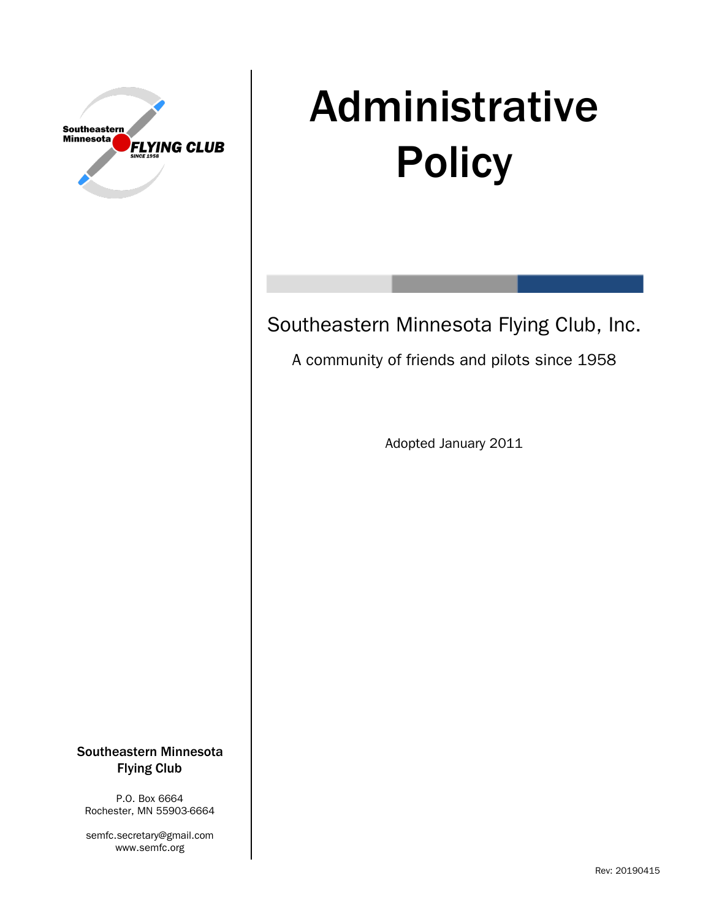# Administrative Policy

Southeastern Minnesota Flying Club, Inc.

A community of friends and pilots since 1958

Adopted January 2011

**Southeastern Minnesota Flying Club**

P.O. Box 6664
Rochester, MN 55903-6664

semfc.secretary@gmail.com
www.semfc.org

Rev: 20190415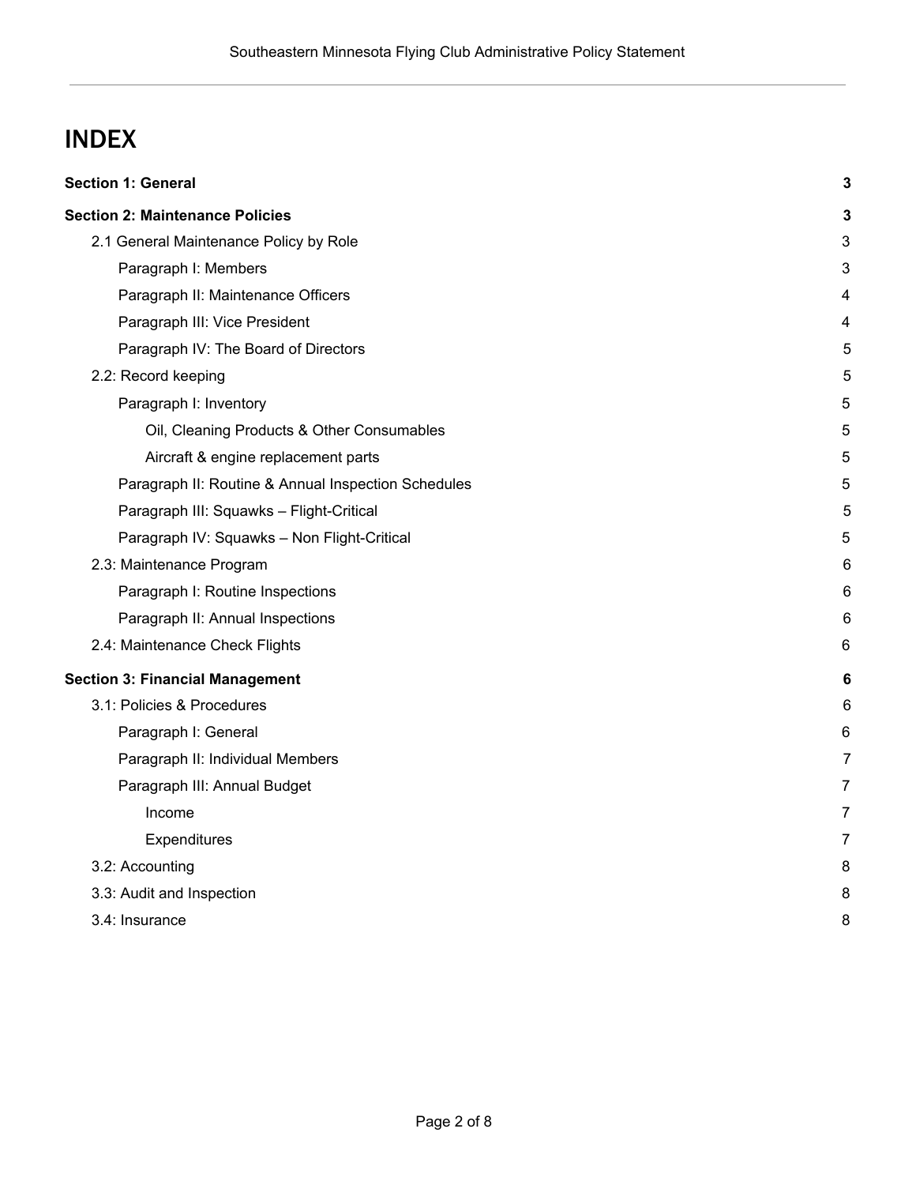# INDEX

| | |
|---|---|
| **Section 1: General** | **3** |
| **Section 2: Maintenance Policies** | **3** |
| 2.1 General Maintenance Policy by Role | 3 |
| Paragraph I: Members | 3 |
| Paragraph II: Maintenance Officers | 4 |
| Paragraph III: Vice President | 4 |
| Paragraph IV: The Board of Directors | 5 |
| 2.2: Record keeping | 5 |
| Paragraph I: Inventory | 5 |
| Oil, Cleaning Products & Other Consumables | 5 |
| Aircraft & engine replacement parts | 5 |
| Paragraph II: Routine & Annual Inspection Schedules | 5 |
| Paragraph III: Squawks – Flight-Critical | 5 |
| Paragraph IV: Squawks – Non Flight-Critical | 5 |
| 2.3: Maintenance Program | 6 |
| Paragraph I: Routine Inspections | 6 |
| Paragraph II: Annual Inspections | 6 |
| 2.4: Maintenance Check Flights | 6 |
| **Section 3: Financial Management** | **6** |
| 3.1: Policies & Procedures | 6 |
| Paragraph I: General | 6 |
| Paragraph II: Individual Members | 7 |
| Paragraph III: Annual Budget | 7 |
| Income | 7 |
| Expenditures | 7 |
| 3.2: Accounting | 8 |
| 3.3: Audit and Inspection | 8 |
| 3.4: Insurance | 8 |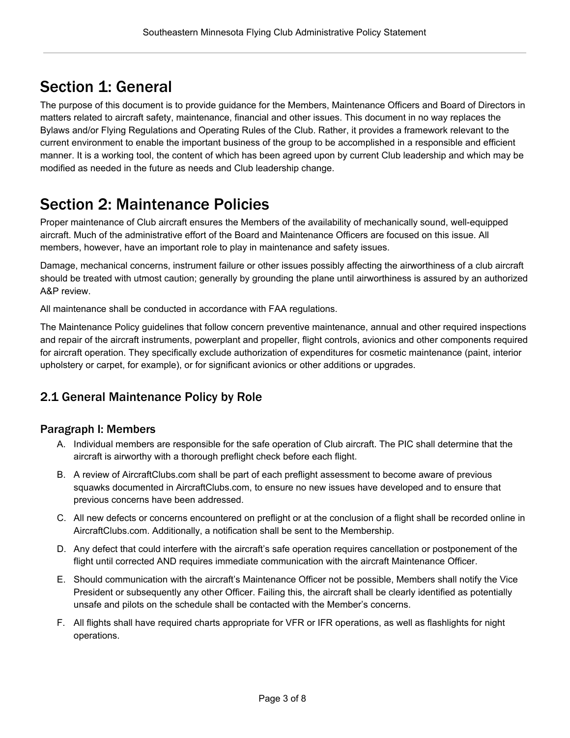# Section 1: General

The purpose of this document is to provide guidance for the Members, Maintenance Officers and Board of Directors in matters related to aircraft safety, maintenance, financial and other issues. This document in no way replaces the Bylaws and/or Flying Regulations and Operating Rules of the Club. Rather, it provides a framework relevant to the current environment to enable the important business of the group to be accomplished in a responsible and efficient manner. It is a working tool, the content of which has been agreed upon by current Club leadership and which may be modified as needed in the future as needs and Club leadership change.

# Section 2: Maintenance Policies

Proper maintenance of Club aircraft ensures the Members of the availability of mechanically sound, well-equipped aircraft. Much of the administrative effort of the Board and Maintenance Officers are focused on this issue. All members, however, have an important role to play in maintenance and safety issues.

Damage, mechanical concerns, instrument failure or other issues possibly affecting the airworthiness of a club aircraft should be treated with utmost caution; generally by grounding the plane until airworthiness is assured by an authorized A&P review.

All maintenance shall be conducted in accordance with FAA regulations.

The Maintenance Policy guidelines that follow concern preventive maintenance, annual and other required inspections and repair of the aircraft instruments, powerplant and propeller, flight controls, avionics and other components required for aircraft operation. They specifically exclude authorization of expenditures for cosmetic maintenance (paint, interior upholstery or carpet, for example), or for significant avionics or other additions or upgrades.

## 2.1 General Maintenance Policy by Role

### Paragraph I: Members

A. Individual members are responsible for the safe operation of Club aircraft. The PIC shall determine that the aircraft is airworthy with a thorough preflight check before each flight.

B. A review of AircraftClubs.com shall be part of each preflight assessment to become aware of previous squawks documented in AircraftClubs.com, to ensure no new issues have developed and to ensure that previous concerns have been addressed.

C. All new defects or concerns encountered on preflight or at the conclusion of a flight shall be recorded online in AircraftClubs.com. Additionally, a notification shall be sent to the Membership.

D. Any defect that could interfere with the aircraft's safe operation requires cancellation or postponement of the flight until corrected AND requires immediate communication with the aircraft Maintenance Officer.

E. Should communication with the aircraft's Maintenance Officer not be possible, Members shall notify the Vice President or subsequently any other Officer. Failing this, the aircraft shall be clearly identified as potentially unsafe and pilots on the schedule shall be contacted with the Member's concerns.

F. All flights shall have required charts appropriate for VFR or IFR operations, as well as flashlights for night operations.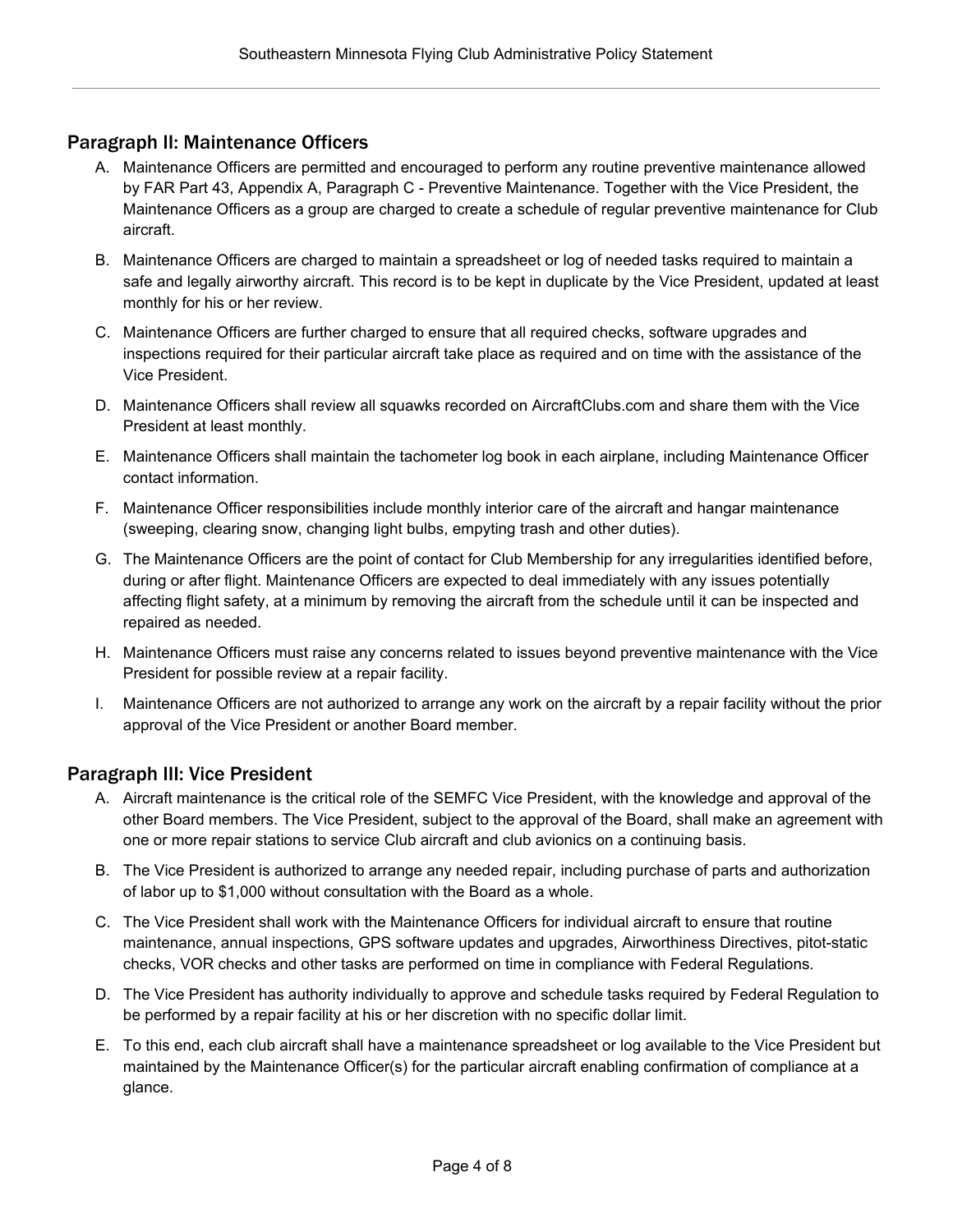## Paragraph II: Maintenance Officers

A. Maintenance Officers are permitted and encouraged to perform any routine preventive maintenance allowed by FAR Part 43, Appendix A, Paragraph C - Preventive Maintenance. Together with the Vice President, the Maintenance Officers as a group are charged to create a schedule of regular preventive maintenance for Club aircraft.

B. Maintenance Officers are charged to maintain a spreadsheet or log of needed tasks required to maintain a safe and legally airworthy aircraft. This record is to be kept in duplicate by the Vice President, updated at least monthly for his or her review.

C. Maintenance Officers are further charged to ensure that all required checks, software upgrades and inspections required for their particular aircraft take place as required and on time with the assistance of the Vice President.

D. Maintenance Officers shall review all squawks recorded on AircraftClubs.com and share them with the Vice President at least monthly.

E. Maintenance Officers shall maintain the tachometer log book in each airplane, including Maintenance Officer contact information.

F. Maintenance Officer responsibilities include monthly interior care of the aircraft and hangar maintenance (sweeping, clearing snow, changing light bulbs, empying trash and other duties).

G. The Maintenance Officers are the point of contact for Club Membership for any irregularities identified before, during or after flight. Maintenance Officers are expected to deal immediately with any issues potentially affecting flight safety, at a minimum by removing the aircraft from the schedule until it can be inspected and repaired as needed.

H. Maintenance Officers must raise any concerns related to issues beyond preventive maintenance with the Vice President for possible review at a repair facility.

I. Maintenance Officers are not authorized to arrange any work on the aircraft by a repair facility without the prior approval of the Vice President or another Board member.

## Paragraph III: Vice President

A. Aircraft maintenance is the critical role of the SEMFC Vice President, with the knowledge and approval of the other Board members. The Vice President, subject to the approval of the Board, shall make an agreement with one or more repair stations to service Club aircraft and club avionics on a continuing basis.

B. The Vice President is authorized to arrange any needed repair, including purchase of parts and authorization of labor up to $1,000 without consultation with the Board as a whole.

C. The Vice President shall work with the Maintenance Officers for individual aircraft to ensure that routine maintenance, annual inspections, GPS software updates and upgrades, Airworthiness Directives, pitot-static checks, VOR checks and other tasks are performed on time in compliance with Federal Regulations.

D. The Vice President has authority individually to approve and schedule tasks required by Federal Regulation to be performed by a repair facility at his or her discretion with no specific dollar limit.

E. To this end, each club aircraft shall have a maintenance spreadsheet or log available to the Vice President but maintained by the Maintenance Officer(s) for the particular aircraft enabling confirmation of compliance at a glance.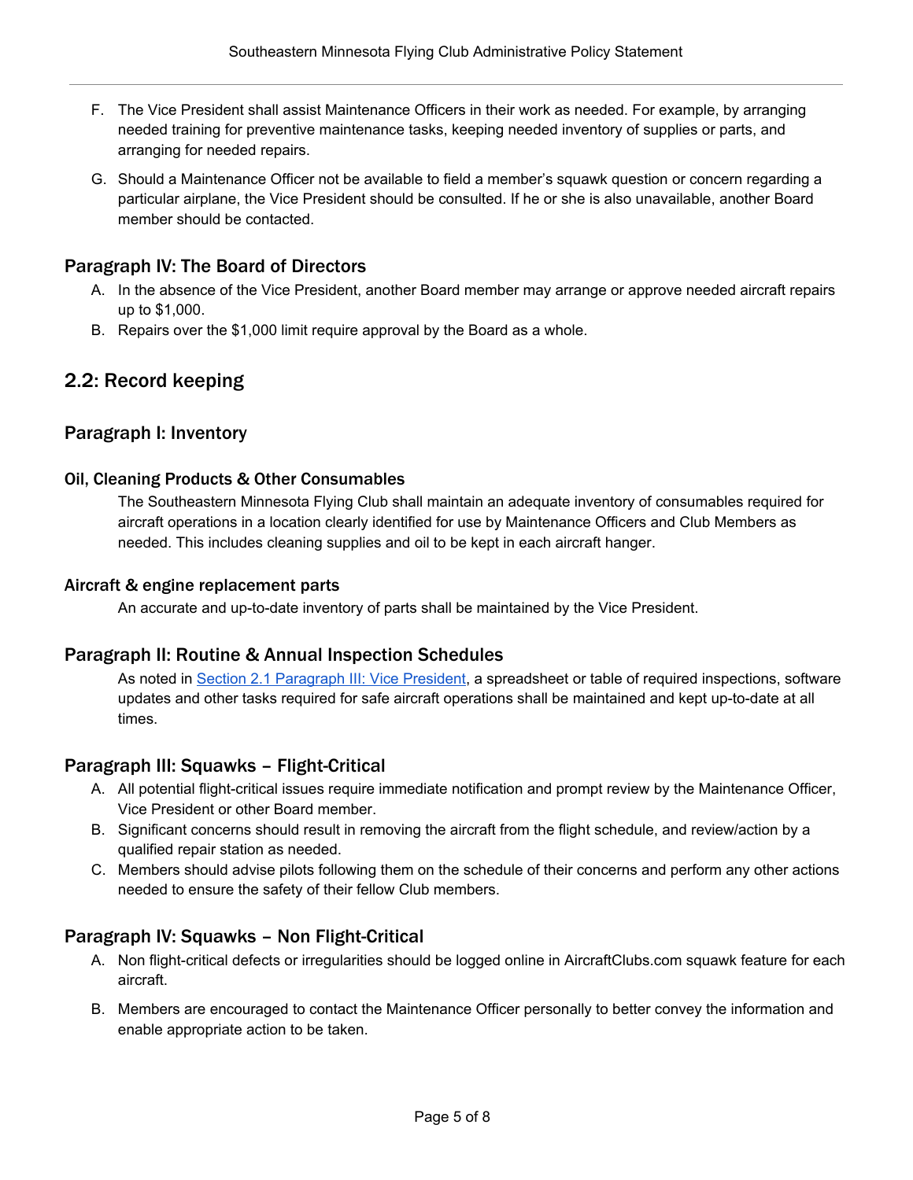F. The Vice President shall assist Maintenance Officers in their work as needed. For example, by arranging needed training for preventive maintenance tasks, keeping needed inventory of supplies or parts, and arranging for needed repairs.

G. Should a Maintenance Officer not be available to field a member's squawk question or concern regarding a particular airplane, the Vice President should be consulted. If he or she is also unavailable, another Board member should be contacted.

### Paragraph IV: The Board of Directors

A. In the absence of the Vice President, another Board member may arrange or approve needed aircraft repairs up to $1,000.
B. Repairs over the $1,000 limit require approval by the Board as a whole.

## 2.2: Record keeping

### Paragraph I: Inventory

#### Oil, Cleaning Products & Other Consumables

The Southeastern Minnesota Flying Club shall maintain an adequate inventory of consumables required for aircraft operations in a location clearly identified for use by Maintenance Officers and Club Members as needed. This includes cleaning supplies and oil to be kept in each aircraft hanger.

#### Aircraft & engine replacement parts

An accurate and up-to-date inventory of parts shall be maintained by the Vice President.

### Paragraph II: Routine & Annual Inspection Schedules

As noted in [Section 2.1 Paragraph III: Vice President](), a spreadsheet or table of required inspections, software updates and other tasks required for safe aircraft operations shall be maintained and kept up-to-date at all times.

### Paragraph III: Squawks – Flight-Critical

A. All potential flight-critical issues require immediate notification and prompt review by the Maintenance Officer, Vice President or other Board member.
B. Significant concerns should result in removing the aircraft from the flight schedule, and review/action by a qualified repair station as needed.
C. Members should advise pilots following them on the schedule of their concerns and perform any other actions needed to ensure the safety of their fellow Club members.

### Paragraph IV: Squawks – Non Flight-Critical

A. Non flight-critical defects or irregularities should be logged online in AircraftClubs.com squawk feature for each aircraft.

B. Members are encouraged to contact the Maintenance Officer personally to better convey the information and enable appropriate action to be taken.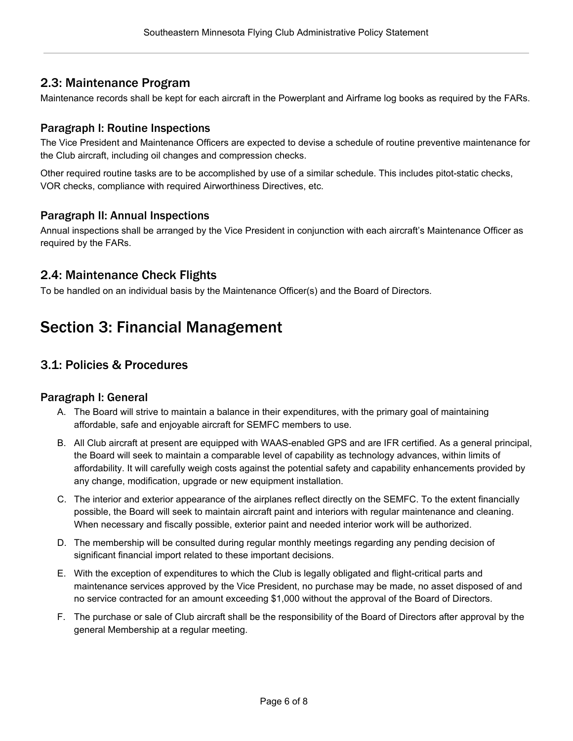## 2.3: Maintenance Program

Maintenance records shall be kept for each aircraft in the Powerplant and Airframe log books as required by the FARs.

### Paragraph I: Routine Inspections

The Vice President and Maintenance Officers are expected to devise a schedule of routine preventive maintenance for the Club aircraft, including oil changes and compression checks.

Other required routine tasks are to be accomplished by use of a similar schedule. This includes pitot-static checks, VOR checks, compliance with required Airworthiness Directives, etc.

### Paragraph II: Annual Inspections

Annual inspections shall be arranged by the Vice President in conjunction with each aircraft's Maintenance Officer as required by the FARs.

## 2.4: Maintenance Check Flights

To be handled on an individual basis by the Maintenance Officer(s) and the Board of Directors.

# Section 3: Financial Management

## 3.1: Policies & Procedures

### Paragraph I: General

A. The Board will strive to maintain a balance in their expenditures, with the primary goal of maintaining affordable, safe and enjoyable aircraft for SEMFC members to use.

B. All Club aircraft at present are equipped with WAAS-enabled GPS and are IFR certified. As a general principal, the Board will seek to maintain a comparable level of capability as technology advances, within limits of affordability. It will carefully weigh costs against the potential safety and capability enhancements provided by any change, modification, upgrade or new equipment installation.

C. The interior and exterior appearance of the airplanes reflect directly on the SEMFC. To the extent financially possible, the Board will seek to maintain aircraft paint and interiors with regular maintenance and cleaning. When necessary and fiscally possible, exterior paint and needed interior work will be authorized.

D. The membership will be consulted during regular monthly meetings regarding any pending decision of significant financial import related to these important decisions.

E. With the exception of expenditures to which the Club is legally obligated and flight-critical parts and maintenance services approved by the Vice President, no purchase may be made, no asset disposed of and no service contracted for an amount exceeding $1,000 without the approval of the Board of Directors.

F. The purchase or sale of Club aircraft shall be the responsibility of the Board of Directors after approval by the general Membership at a regular meeting.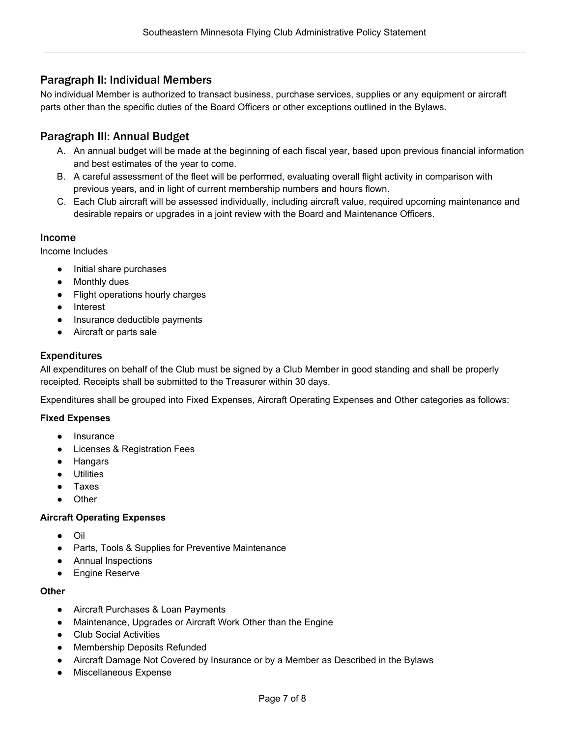## Paragraph II: Individual Members

No individual Member is authorized to transact business, purchase services, supplies or any equipment or aircraft parts other than the specific duties of the Board Officers or other exceptions outlined in the Bylaws.

## Paragraph III: Annual Budget

A. An annual budget will be made at the beginning of each fiscal year, based upon previous financial information and best estimates of the year to come.
B. A careful assessment of the fleet will be performed, evaluating overall flight activity in comparison with previous years, and in light of current membership numbers and hours flown.
C. Each Club aircraft will be assessed individually, including aircraft value, required upcoming maintenance and desirable repairs or upgrades in a joint review with the Board and Maintenance Officers.

### Income

Income Includes

- Initial share purchases
- Monthly dues
- Flight operations hourly charges
- Interest
- Insurance deductible payments
- Aircraft or parts sale

### Expenditures

All expenditures on behalf of the Club must be signed by a Club Member in good standing and shall be properly receipted. Receipts shall be submitted to the Treasurer within 30 days.

Expenditures shall be grouped into Fixed Expenses, Aircraft Operating Expenses and Other categories as follows:

**Fixed Expenses**

- Insurance
- Licenses & Registration Fees
- Hangars
- Utilities
- Taxes
- Other

**Aircraft Operating Expenses**

- Oil
- Parts, Tools & Supplies for Preventive Maintenance
- Annual Inspections
- Engine Reserve

**Other**

- Aircraft Purchases & Loan Payments
- Maintenance, Upgrades or Aircraft Work Other than the Engine
- Club Social Activities
- Membership Deposits Refunded
- Aircraft Damage Not Covered by Insurance or by a Member as Described in the Bylaws
- Miscellaneous Expense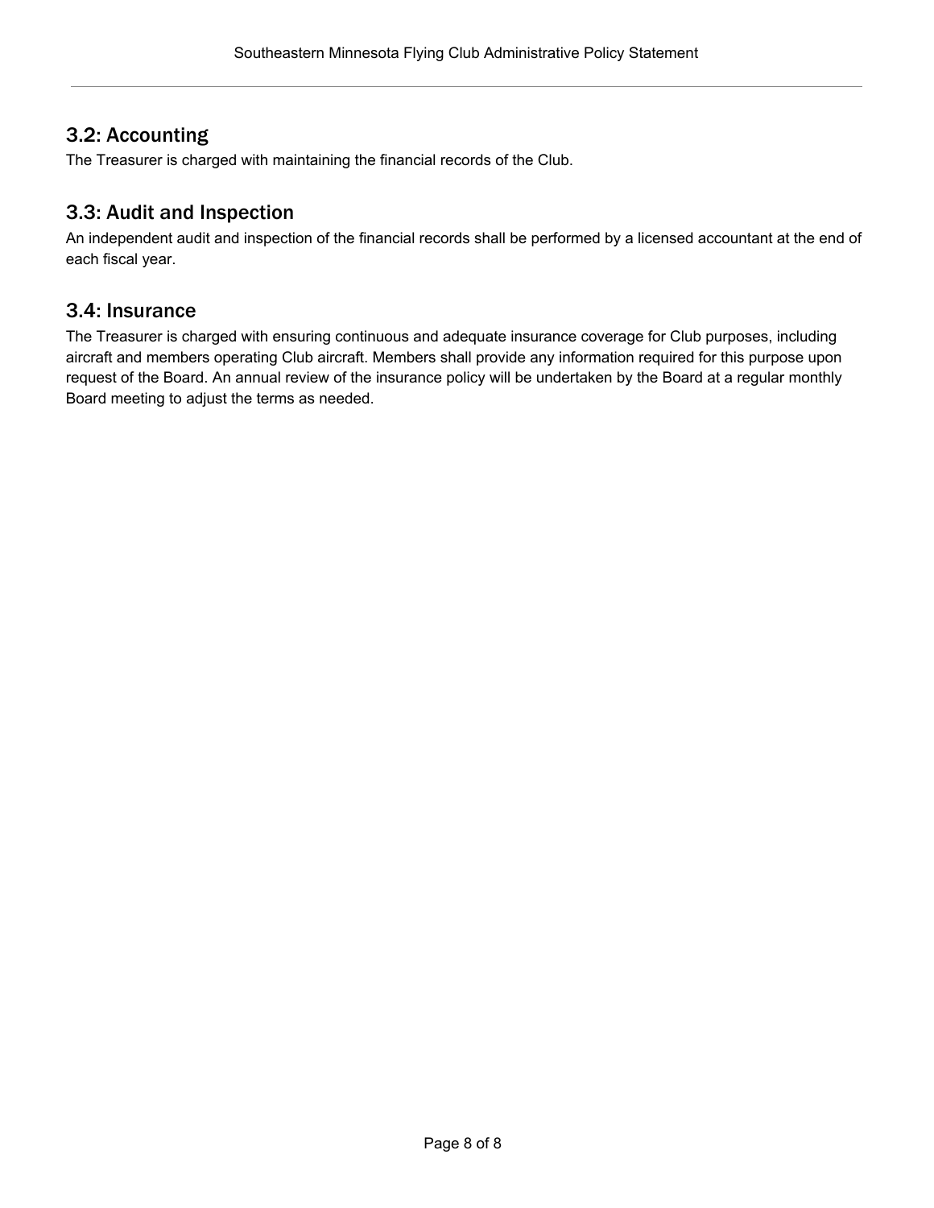## 3.2: Accounting

The Treasurer is charged with maintaining the financial records of the Club.

## 3.3: Audit and Inspection

An independent audit and inspection of the financial records shall be performed by a licensed accountant at the end of each fiscal year.

## 3.4: Insurance

The Treasurer is charged with ensuring continuous and adequate insurance coverage for Club purposes, including aircraft and members operating Club aircraft. Members shall provide any information required for this purpose upon request of the Board. An annual review of the insurance policy will be undertaken by the Board at a regular monthly Board meeting to adjust the terms as needed.